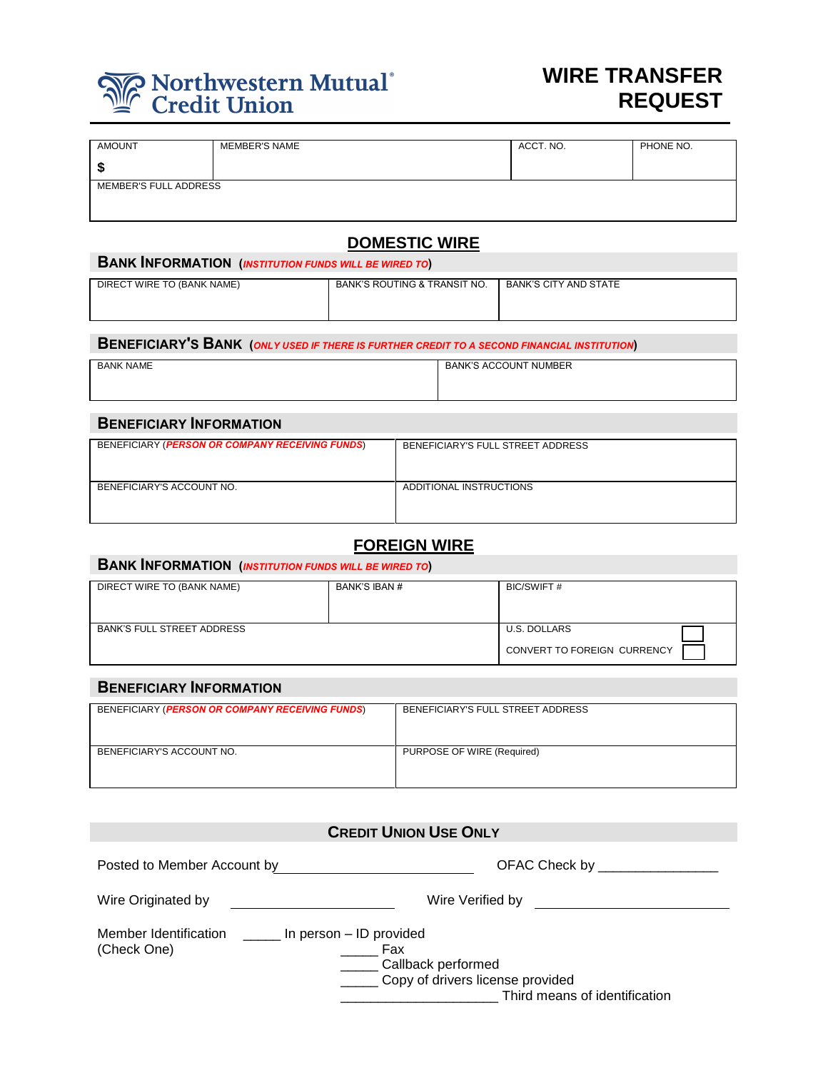Northwestern Mutual® Credit Union

# WIRE TRANSFER REQUEST

| AMOUNT | MEMBER'S NAME | ACCT. NO. | PHONE NO. |
|---|---|---|---|
| $ | | | |
| MEMBER'S FULL ADDRESS | | | |

## DOMESTIC WIRE

### BANK INFORMATION (*INSTITUTION FUNDS WILL BE WIRED TO*)

| DIRECT WIRE TO (BANK NAME) | BANK'S ROUTING & TRANSIT NO. | BANK'S CITY AND STATE |
|---|---|---|
| | | |

### BENEFICIARY'S BANK (*ONLY USED IF THERE IS FURTHER CREDIT TO A SECOND FINANCIAL INSTITUTION*)

| BANK NAME | BANK'S ACCOUNT NUMBER |
|---|---|
| | |

### BENEFICIARY INFORMATION

| BENEFICIARY (*PERSON OR COMPANY RECEIVING FUNDS*) | BENEFICIARY'S FULL STREET ADDRESS |
|---|---|
| | |
| BENEFICIARY'S ACCOUNT NO. | ADDITIONAL INSTRUCTIONS |
| | |

## FOREIGN WIRE

### BANK INFORMATION (*INSTITUTION FUNDS WILL BE WIRED TO*)

| DIRECT WIRE TO (BANK NAME) | BANK'S IBAN # | BIC/SWIFT # |
|---|---|---|
| | | |
| BANK'S FULL STREET ADDRESS | | U.S. DOLLARS ☐<br>CONVERT TO FOREIGN CURRENCY ☐ |

### BENEFICIARY INFORMATION

| BENEFICIARY (*PERSON OR COMPANY RECEIVING FUNDS*) | BENEFICIARY'S FULL STREET ADDRESS |
|---|---|
| | |
| BENEFICIARY'S ACCOUNT NO. | PURPOSE OF WIRE (Required) |
| | |

### CREDIT UNION USE ONLY

Posted to Member Account by ______________________________ OFAC Check by ________________

Wire Originated by ______________________________ Wire Verified by ______________________________

Member Identification (Check One)

_____ In person – ID provided
_____ Fax
_____ Callback performed
_____ Copy of drivers license provided
_____________________ Third means of identification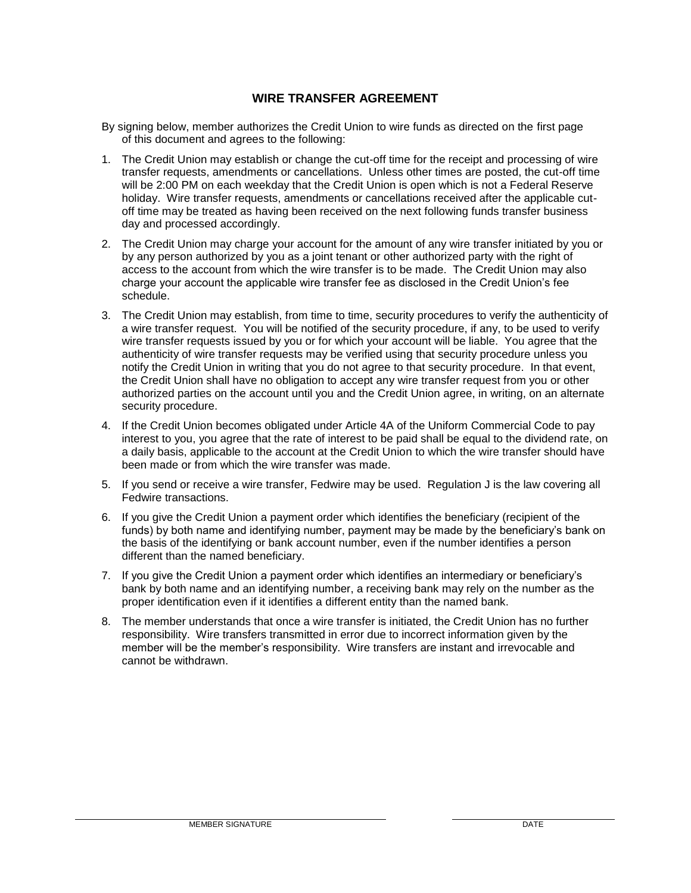## WIRE TRANSFER AGREEMENT

By signing below, member authorizes the Credit Union to wire funds as directed on the first page of this document and agrees to the following:

1. The Credit Union may establish or change the cut-off time for the receipt and processing of wire transfer requests, amendments or cancellations. Unless other times are posted, the cut-off time will be 2:00 PM on each weekday that the Credit Union is open which is not a Federal Reserve holiday. Wire transfer requests, amendments or cancellations received after the applicable cut-off time may be treated as having been received on the next following funds transfer business day and processed accordingly.
2. The Credit Union may charge your account for the amount of any wire transfer initiated by you or by any person authorized by you as a joint tenant or other authorized party with the right of access to the account from which the wire transfer is to be made. The Credit Union may also charge your account the applicable wire transfer fee as disclosed in the Credit Union's fee schedule.
3. The Credit Union may establish, from time to time, security procedures to verify the authenticity of a wire transfer request. You will be notified of the security procedure, if any, to be used to verify wire transfer requests issued by you or for which your account will be liable. You agree that the authenticity of wire transfer requests may be verified using that security procedure unless you notify the Credit Union in writing that you do not agree to that security procedure. In that event, the Credit Union shall have no obligation to accept any wire transfer request from you or other authorized parties on the account until you and the Credit Union agree, in writing, on an alternate security procedure.
4. If the Credit Union becomes obligated under Article 4A of the Uniform Commercial Code to pay interest to you, you agree that the rate of interest to be paid shall be equal to the dividend rate, on a daily basis, applicable to the account at the Credit Union to which the wire transfer should have been made or from which the wire transfer was made.
5. If you send or receive a wire transfer, Fedwire may be used. Regulation J is the law covering all Fedwire transactions.
6. If you give the Credit Union a payment order which identifies the beneficiary (recipient of the funds) by both name and identifying number, payment may be made by the beneficiary's bank on the basis of the identifying or bank account number, even if the number identifies a person different than the named beneficiary.
7. If you give the Credit Union a payment order which identifies an intermediary or beneficiary's bank by both name and an identifying number, a receiving bank may rely on the number as the proper identification even if it identifies a different entity than the named bank.
8. The member understands that once a wire transfer is initiated, the Credit Union has no further responsibility. Wire transfers transmitted in error due to incorrect information given by the member will be the member's responsibility. Wire transfers are instant and irrevocable and cannot be withdrawn.

MEMBER SIGNATURE

DATE